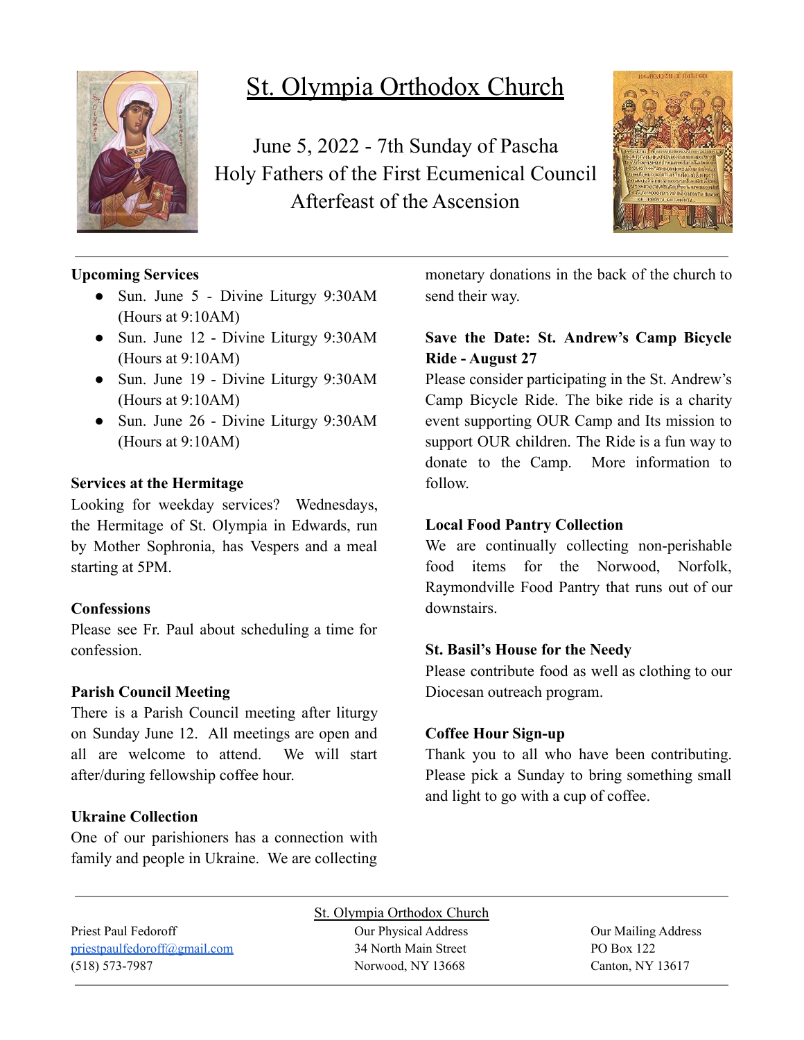# St. Olympia Orthodox Church

June 5, 2022 - 7th Sunday of Pascha
Holy Fathers of the First Ecumenical Council
Afterfeast of the Ascension

**Upcoming Services**

- Sun. June 5 - Divine Liturgy 9:30AM (Hours at 9:10AM)
- Sun. June 12 - Divine Liturgy 9:30AM (Hours at 9:10AM)
- Sun. June 19 - Divine Liturgy 9:30AM (Hours at 9:10AM)
- Sun. June 26 - Divine Liturgy 9:30AM (Hours at 9:10AM)

**Services at the Hermitage**

Looking for weekday services? Wednesdays, the Hermitage of St. Olympia in Edwards, run by Mother Sophronia, has Vespers and a meal starting at 5PM.

**Confessions**

Please see Fr. Paul about scheduling a time for confession.

**Parish Council Meeting**

There is a Parish Council meeting after liturgy on Sunday June 12. All meetings are open and all are welcome to attend. We will start after/during fellowship coffee hour.

**Ukraine Collection**

One of our parishioners has a connection with family and people in Ukraine. We are collecting monetary donations in the back of the church to send their way.

**Save the Date: St. Andrew's Camp Bicycle Ride - August 27**

Please consider participating in the St. Andrew's Camp Bicycle Ride. The bike ride is a charity event supporting OUR Camp and Its mission to support OUR children. The Ride is a fun way to donate to the Camp. More information to follow.

**Local Food Pantry Collection**

We are continually collecting non-perishable food items for the Norwood, Norfolk, Raymondville Food Pantry that runs out of our downstairs.

**St. Basil's House for the Needy**

Please contribute food as well as clothing to our Diocesan outreach program.

**Coffee Hour Sign-up**

Thank you to all who have been contributing. Please pick a Sunday to bring something small and light to go with a cup of coffee.

---

St. Olympia Orthodox Church

Priest Paul Fedoroff
priestpaulfedoroff@gmail.com
(518) 573-7987

Our Physical Address
34 North Main Street
Norwood, NY 13668

Our Mailing Address
PO Box 122
Canton, NY 13617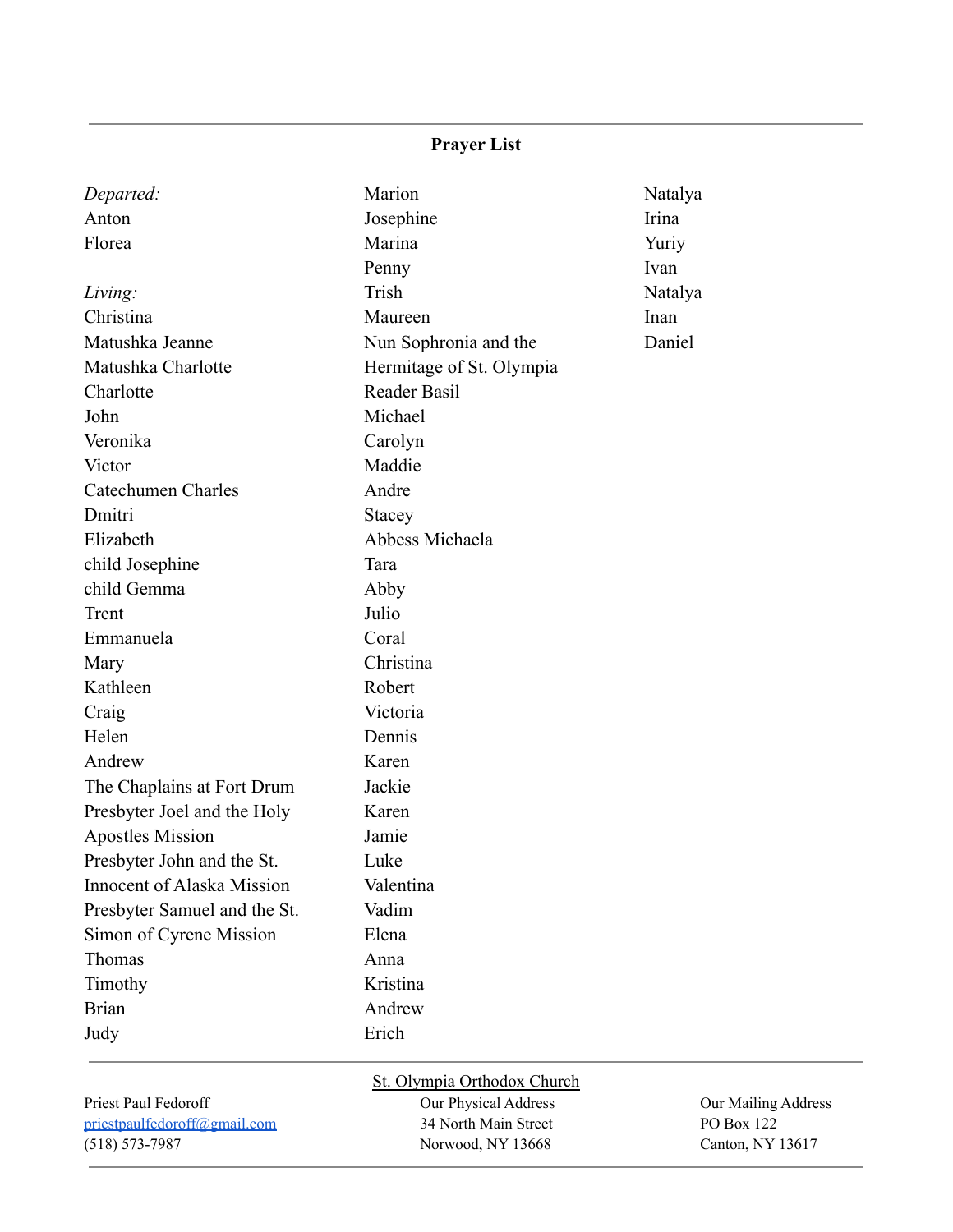## Prayer List

*Departed:*

Anton
Florea

*Living:*

Christina
Matushka Jeanne
Matushka Charlotte
Charlotte
John
Veronika
Victor
Catechumen Charles
Dmitri
Elizabeth
child Josephine
child Gemma
Trent
Emmanuela
Mary
Kathleen
Craig
Helen
Andrew
The Chaplains at Fort Drum
Presbyter Joel and the Holy Apostles Mission
Presbyter John and the St. Innocent of Alaska Mission
Presbyter Samuel and the St. Simon of Cyrene Mission
Thomas
Timothy
Brian
Judy
Marion
Josephine
Marina
Penny
Trish
Maureen
Nun Sophronia and the Hermitage of St. Olympia
Reader Basil
Michael
Carolyn
Maddie
Andre
Stacey
Abbess Michaela
Tara
Abby
Julio
Coral
Christina
Robert
Victoria
Dennis
Karen
Jackie
Karen
Jamie
Luke
Valentina
Vadim
Elena
Anna
Kristina
Andrew
Erich
Natalya
Irina
Yuriy
Ivan
Natalya
Inan
Daniel

St. Olympia Orthodox Church

Priest Paul Fedoroff
priestpaulfedoroff@gmail.com
(518) 573-7987

Our Physical Address
34 North Main Street
Norwood, NY 13668

Our Mailing Address
PO Box 122
Canton, NY 13617